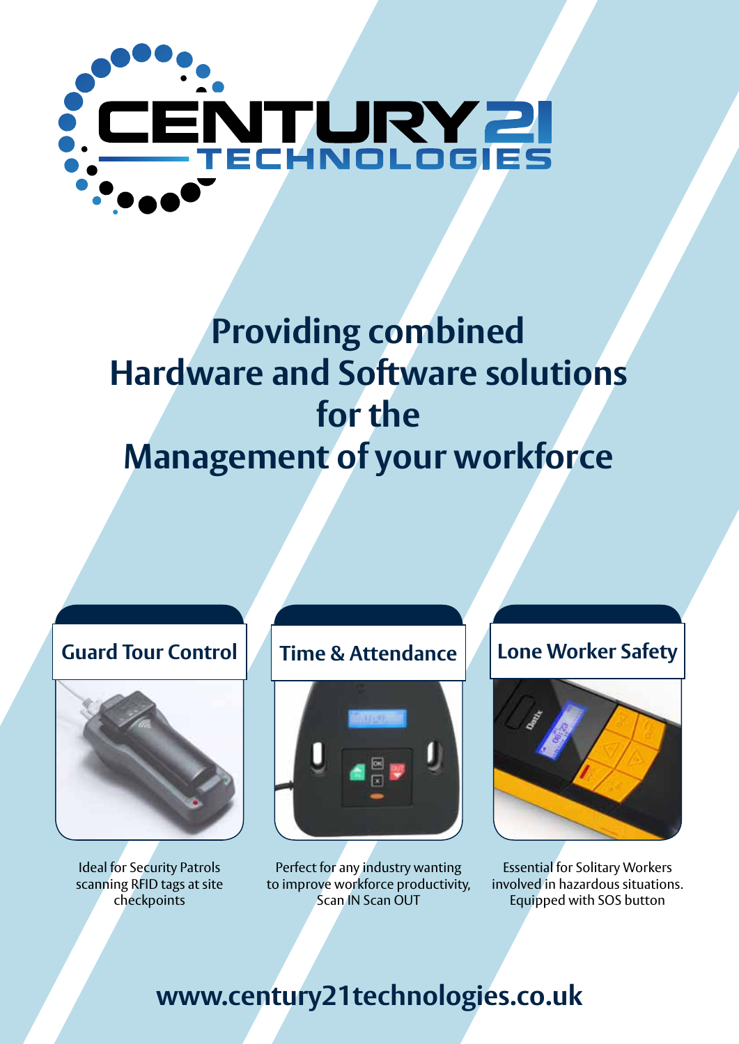# CENTURY 21 TECHNOLOGIES

## Providing combined Hardware and Software solutions for the Management of your workforce

### Guard Tour Control

Ideal for Security Patrols scanning RFID tags at site checkpoints

### Time & Attendance

Perfect for any industry wanting to improve workforce productivity, Scan IN Scan OUT

### Lone Worker Safety

Essential for Solitary Workers involved in hazardous situations. Equipped with SOS button

**www.century21technologies.co.uk**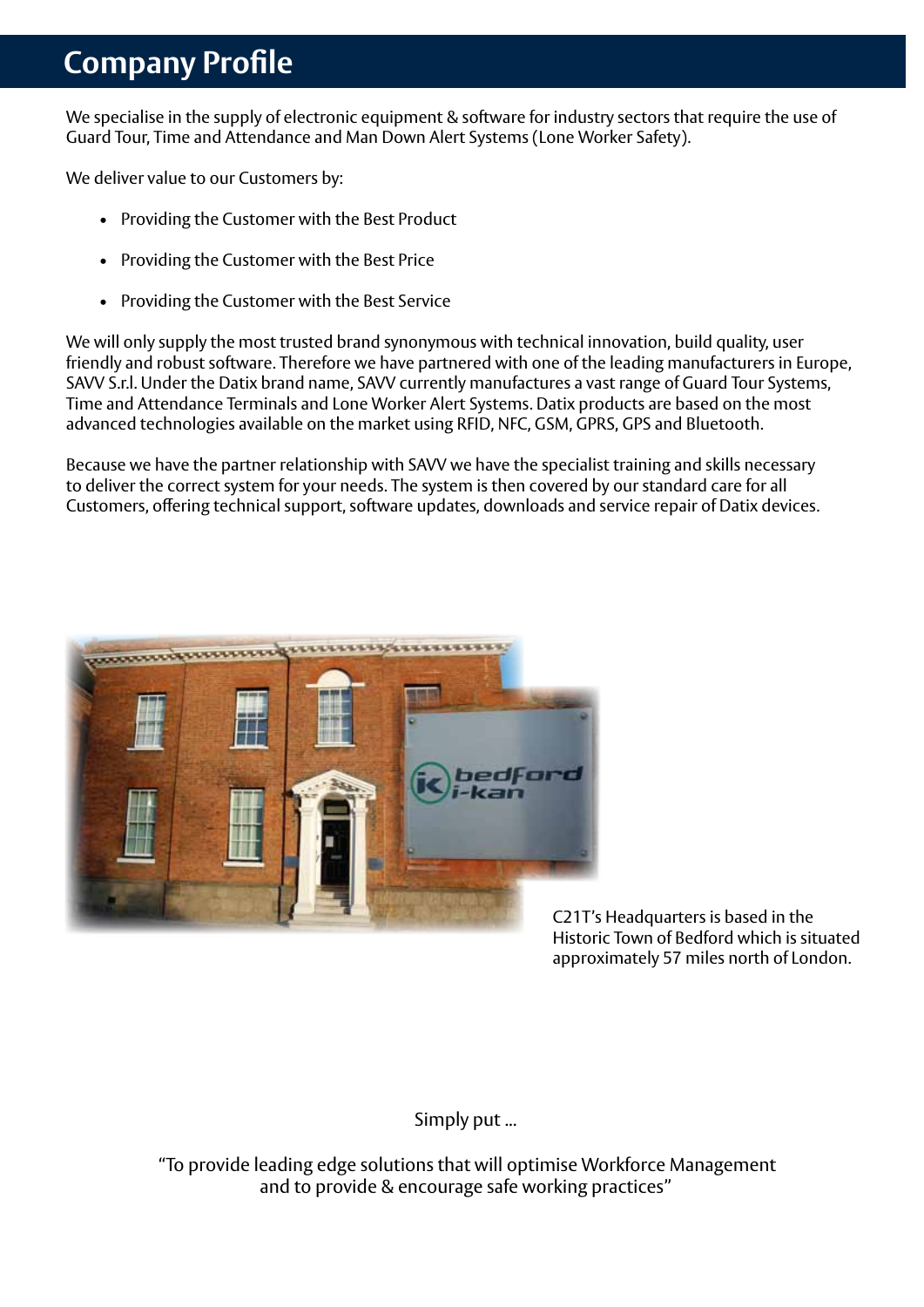# Company Profile

We specialise in the supply of electronic equipment & software for industry sectors that require the use of Guard Tour, Time and Attendance and Man Down Alert Systems (Lone Worker Safety).

We deliver value to our Customers by:

- Providing the Customer with the Best Product
- Providing the Customer with the Best Price
- Providing the Customer with the Best Service

We will only supply the most trusted brand synonymous with technical innovation, build quality, user friendly and robust software. Therefore we have partnered with one of the leading manufacturers in Europe, SAVV S.r.l. Under the Datix brand name, SAVV currently manufactures a vast range of Guard Tour Systems, Time and Attendance Terminals and Lone Worker Alert Systems. Datix products are based on the most advanced technologies available on the market using RFID, NFC, GSM, GPRS, GPS and Bluetooth.

Because we have the partner relationship with SAVV we have the specialist training and skills necessary to deliver the correct system for your needs. The system is then covered by our standard care for all Customers, offering technical support, software updates, downloads and service repair of Datix devices.

C21T's Headquarters is based in the Historic Town of Bedford which is situated approximately 57 miles north of London.

Simply put ...

"To provide leading edge solutions that will optimise Workforce Management and to provide & encourage safe working practices"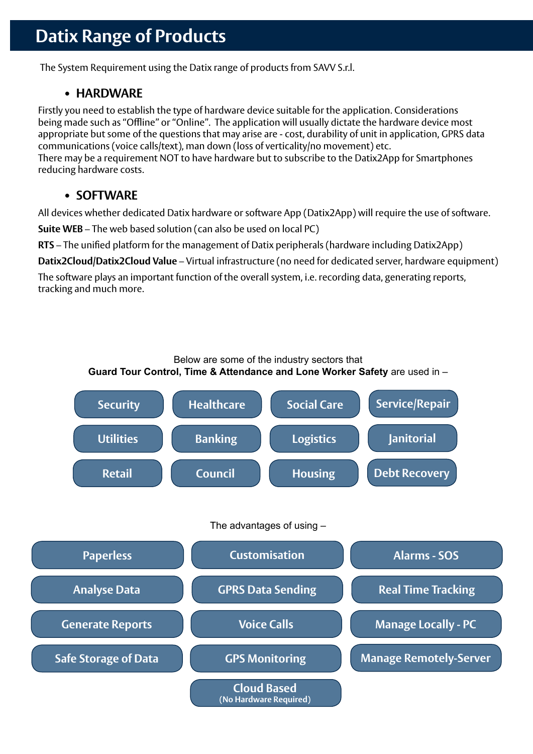# Datix Range of Products

The System Requirement using the Datix range of products from SAVV S.r.l.

- **HARDWARE**

Firstly you need to establish the type of hardware device suitable for the application. Considerations being made such as "Offline" or "Online". The application will usually dictate the hardware device most appropriate but some of the questions that may arise are - cost, durability of unit in application, GPRS data communications (voice calls/text), man down (loss of verticality/no movement) etc.
There may be a requirement NOT to have hardware but to subscribe to the Datix2App for Smartphones reducing hardware costs.

- **SOFTWARE**

All devices whether dedicated Datix hardware or software App (Datix2App) will require the use of software.

**Suite WEB** – The web based solution (can also be used on local PC)

**RTS** – The unified platform for the management of Datix peripherals (hardware including Datix2App)

**Datix2Cloud/Datix2Cloud Value** – Virtual infrastructure (no need for dedicated server, hardware equipment)

The software plays an important function of the overall system, i.e. recording data, generating reports, tracking and much more.

Below are some of the industry sectors that
**Guard Tour Control, Time & Attendance and Lone Worker Safety** are used in –

- Security
- Healthcare
- Social Care
- Service/Repair
- Utilities
- Banking
- Logistics
- Janitorial
- Retail
- Council
- Housing
- Debt Recovery

The advantages of using –

- Paperless
- Customisation
- Alarms - SOS
- Analyse Data
- GPRS Data Sending
- Real Time Tracking
- Generate Reports
- Voice Calls
- Manage Locally - PC
- Safe Storage of Data
- GPS Monitoring
- Manage Remotely-Server
- Cloud Based (No Hardware Required)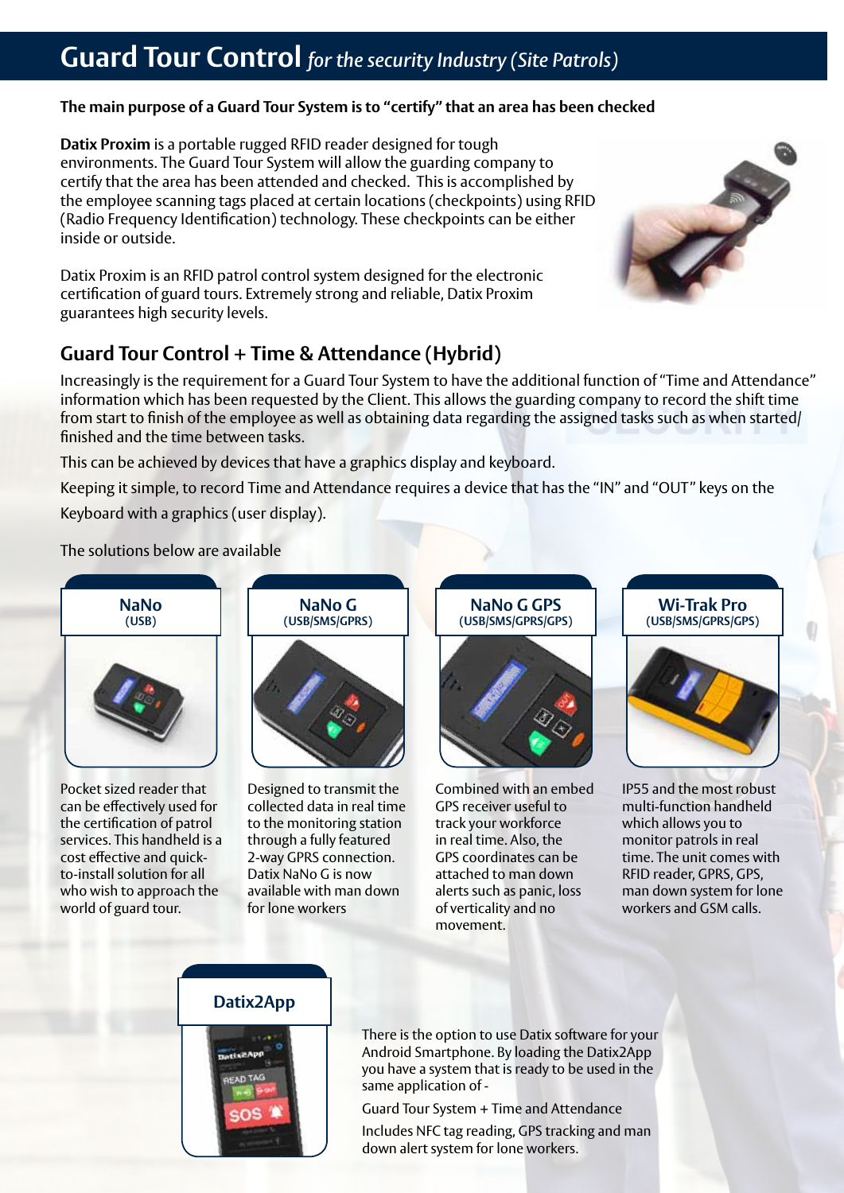# Guard Tour Control *for the security Industry (Site Patrols)*

**The main purpose of a Guard Tour System is to "certify" that an area has been checked**

**Datix Proxim** is a portable rugged RFID reader designed for tough environments. The Guard Tour System will allow the guarding company to certify that the area has been attended and checked. This is accomplished by the employee scanning tags placed at certain locations (checkpoints) using RFID (Radio Frequency Identification) technology. These checkpoints can be either inside or outside.

Datix Proxim is an RFID patrol control system designed for the electronic certification of guard tours. Extremely strong and reliable, Datix Proxim guarantees high security levels.

## Guard Tour Control + Time & Attendance (Hybrid)

Increasingly is the requirement for a Guard Tour System to have the additional function of "Time and Attendance" information which has been requested by the Client. This allows the guarding company to record the shift time from start to finish of the employee as well as obtaining data regarding the assigned tasks such as when started/finished and the time between tasks.

This can be achieved by devices that have a graphics display and keyboard.

Keeping it simple, to record Time and Attendance requires a device that has the "IN" and "OUT" keys on the Keyboard with a graphics (user display).

The solutions below are available

### NaNo (USB)

Pocket sized reader that can be effectively used for the certification of patrol services. This handheld is a cost effective and quick-to-install solution for all who wish to approach the world of guard tour.

### NaNo G (USB/SMS/GPRS)

Designed to transmit the collected data in real time to the monitoring station through a fully featured 2-way GPRS connection. Datix NaNo G is now available with man down for lone workers

### NaNo G GPS (USB/SMS/GPRS/GPS)

Combined with an embed GPS receiver useful to track your workforce in real time. Also, the GPS coordinates can be attached to man down alerts such as panic, loss of verticality and no movement.

### Wi-Trak Pro (USB/SMS/GPRS/GPS)

IP55 and the most robust multi-function handheld which allows you to monitor patrols in real time. The unit comes with RFID reader, GPRS, GPS, man down system for lone workers and GSM calls.

### Datix2App

There is the option to use Datix software for your Android Smartphone. By loading the Datix2App you have a system that is ready to be used in the same application of -

Guard Tour System + Time and Attendance

Includes NFC tag reading, GPS tracking and man down alert system for lone workers.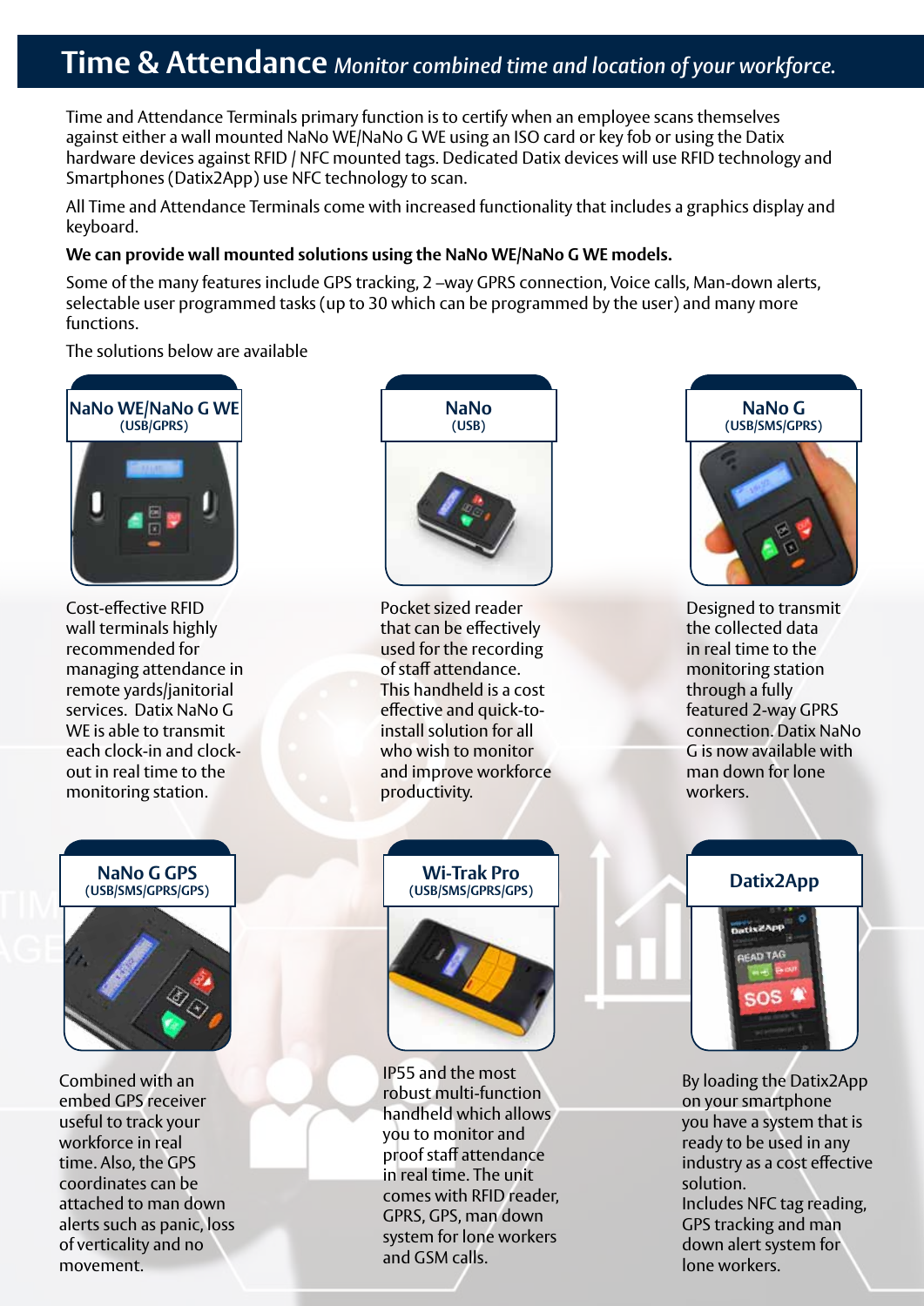# Time & Attendance *Monitor combined time and location of your workforce.*

Time and Attendance Terminals primary function is to certify when an employee scans themselves against either a wall mounted NaNo WE/NaNo G WE using an ISO card or key fob or using the Datix hardware devices against RFID / NFC mounted tags. Dedicated Datix devices will use RFID technology and Smartphones (Datix2App) use NFC technology to scan.

All Time and Attendance Terminals come with increased functionality that includes a graphics display and keyboard.

**We can provide wall mounted solutions using the NaNo WE/NaNo G WE models.**

Some of the many features include GPS tracking, 2 –way GPRS connection, Voice calls, Man-down alerts, selectable user programmed tasks (up to 30 which can be programmed by the user) and many more functions.

The solutions below are available

## NaNo WE/NaNo G WE
(USB/GPRS)

Cost-effective RFID wall terminals highly recommended for managing attendance in remote yards/janitorial services. Datix NaNo G WE is able to transmit each clock-in and clock-out in real time to the monitoring station.

## NaNo
(USB)

Pocket sized reader that can be effectively used for the recording of staff attendance. This handheld is a cost effective and quick-to-install solution for all who wish to monitor and improve workforce productivity.

## NaNo G
(USB/SMS/GPRS)

Designed to transmit the collected data in real time to the monitoring station through a fully featured 2-way GPRS connection. Datix NaNo G is now available with man down for lone workers.

## NaNo G GPS
(USB/SMS/GPRS/GPS)

Combined with an embed GPS receiver useful to track your workforce in real time. Also, the GPS coordinates can be attached to man down alerts such as panic, loss of verticality and no movement.

## Wi-Trak Pro
(USB/SMS/GPRS/GPS)

IP55 and the most robust multi-function handheld which allows you to monitor and proof staff attendance in real time. The unit comes with RFID reader, GPRS, GPS, man down system for lone workers and GSM calls.

## Datix2App

By loading the Datix2App on your smartphone you have a system that is ready to be used in any industry as a cost effective solution.
Includes NFC tag reading, GPS tracking and man down alert system for lone workers.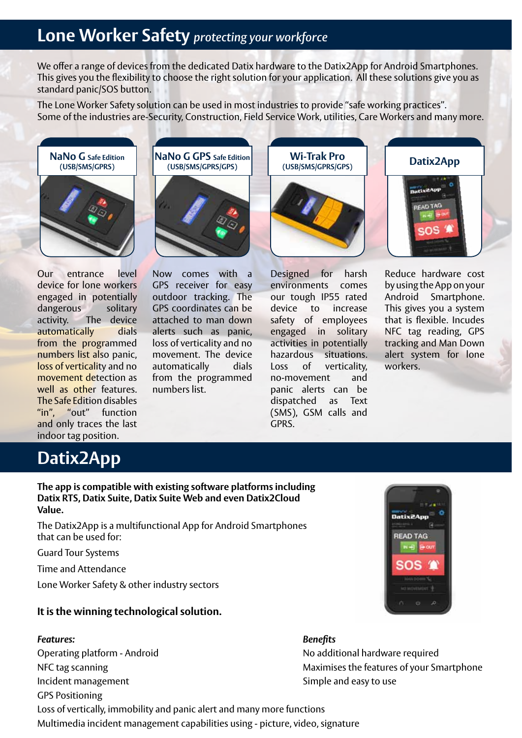# Lone Worker Safety *protecting your workforce*

We offer a range of devices from the dedicated Datix hardware to the Datix2App for Android Smartphones. This gives you the flexibility to choose the right solution for your application. All these solutions give you as standard panic/SOS button.

The Lone Worker Safety solution can be used in most industries to provide "safe working practices". Some of the industries are-Security, Construction, Field Service Work, utilities, Care Workers and many more.

### NaNo G Safe Edition (USB/SMS/GPRS)

Our entrance level device for lone workers engaged in potentially dangerous solitary activity. The device automatically dials from the programmed numbers list also panic, loss of verticality and no movement detection as well as other features. The Safe Edition disables "in", "out" function and only traces the last indoor tag position.

### NaNo G GPS Safe Edition (USB/SMS/GPRS/GPS)

Now comes with a GPS receiver for easy outdoor tracking. The GPS coordinates can be attached to man down alerts such as panic, loss of verticality and no movement. The device automatically dials from the programmed numbers list.

### Wi-Trak Pro (USB/SMS/GPRS/GPS)

Designed for harsh environments comes our tough IP55 rated device to increase safety of employees engaged in solitary activities in potentially hazardous situations. Loss of verticality, no-movement and panic alerts can be dispatched as Text (SMS), GSM calls and GPRS.

### Datix2App

Reduce hardware cost by using the App on your Android Smartphone. This gives you a system that is flexible. Incudes NFC tag reading, GPS tracking and Man Down alert system for lone workers.

# Datix2App

**The app is compatible with existing software platforms including Datix RTS, Datix Suite, Datix Suite Web and even Datix2Cloud Value.**

The Datix2App is a multifunctional App for Android Smartphones that can be used for:

Guard Tour Systems

Time and Attendance

Lone Worker Safety & other industry sectors

**It is the winning technological solution.**

***Features:***

Operating platform - Android

NFC tag scanning

Incident management

GPS Positioning

Loss of vertically, immobility and panic alert and many more functions

Multimedia incident management capabilities using - picture, video, signature

***Benefits***

No additional hardware required

Maximises the features of your Smartphone

Simple and easy to use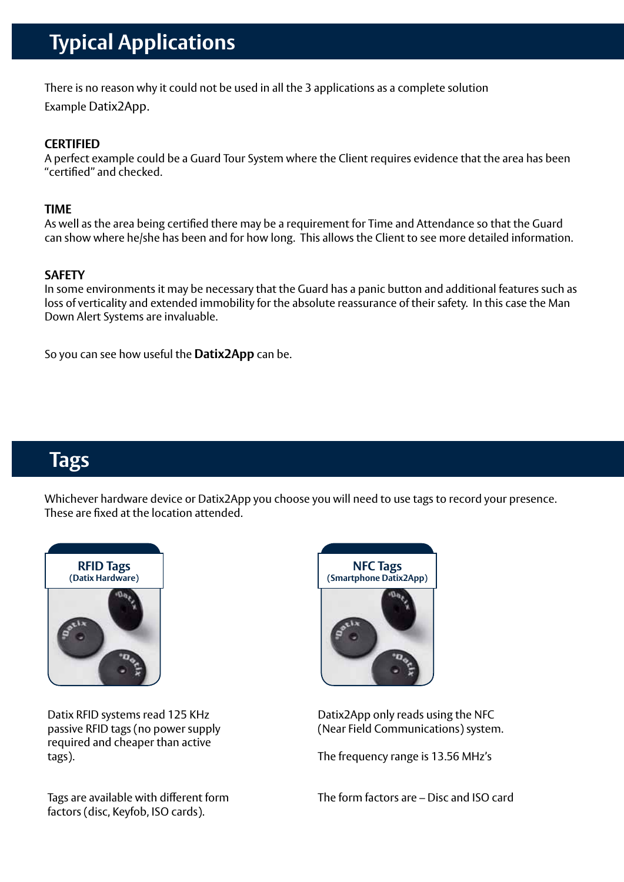# Typical Applications

There is no reason why it could not be used in all the 3 applications as a complete solution
Example Datix2App.

**CERTIFIED**
A perfect example could be a Guard Tour System where the Client requires evidence that the area has been "certified" and checked.

**TIME**
As well as the area being certified there may be a requirement for Time and Attendance so that the Guard can show where he/she has been and for how long. This allows the Client to see more detailed information.

**SAFETY**
In some environments it may be necessary that the Guard has a panic button and additional features such as loss of verticality and extended immobility for the absolute reassurance of their safety. In this case the Man Down Alert Systems are invaluable.

So you can see how useful the **Datix2App** can be.

# Tags

Whichever hardware device or Datix2App you choose you will need to use tags to record your presence. These are fixed at the location attended.

**RFID Tags**
(Datix Hardware)

Datix RFID systems read 125 KHz passive RFID tags (no power supply required and cheaper than active tags).

Tags are available with different form factors (disc, Keyfob, ISO cards).

**NFC Tags**
(Smartphone Datix2App)

Datix2App only reads using the NFC (Near Field Communications) system.

The frequency range is 13.56 MHz's

The form factors are – Disc and ISO card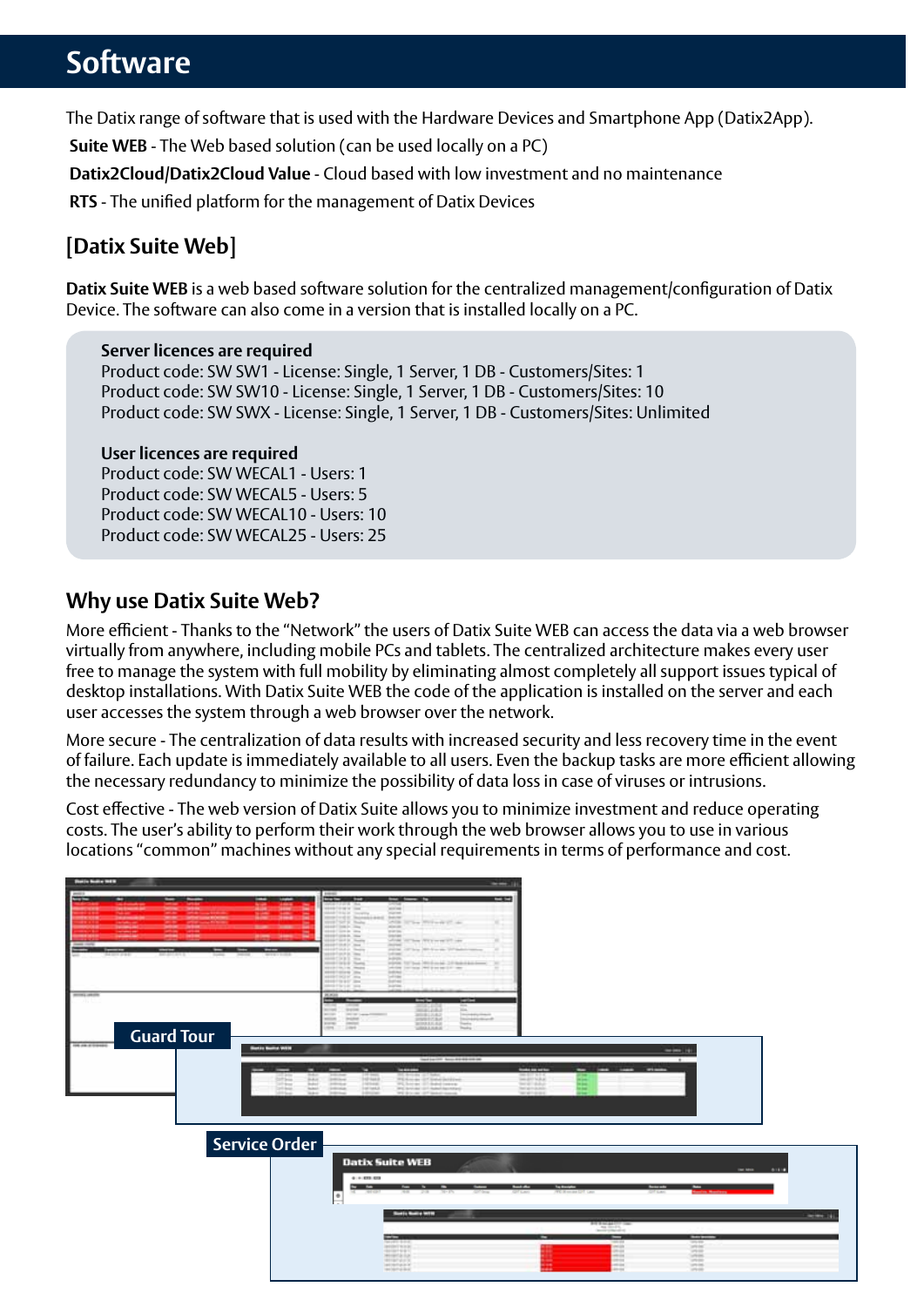# Software

The Datix range of software that is used with the Hardware Devices and Smartphone App (Datix2App).

**Suite WEB** - The Web based solution (can be used locally on a PC)

**Datix2Cloud/Datix2Cloud Value** - Cloud based with low investment and no maintenance

**RTS** - The unified platform for the management of Datix Devices

## [Datix Suite Web]

**Datix Suite WEB** is a web based software solution for the centralized management/configuration of Datix Device. The software can also come in a version that is installed locally on a PC.

**Server licences are required**
Product code: SW SW1 - License: Single, 1 Server, 1 DB - Customers/Sites: 1
Product code: SW SW10 - License: Single, 1 Server, 1 DB - Customers/Sites: 10
Product code: SW SWX - License: Single, 1 Server, 1 DB - Customers/Sites: Unlimited

**User licences are required**
Product code: SW WECAL1 - Users: 1
Product code: SW WECAL5 - Users: 5
Product code: SW WECAL10 - Users: 10
Product code: SW WECAL25 - Users: 25

## Why use Datix Suite Web?

More efficient - Thanks to the "Network" the users of Datix Suite WEB can access the data via a web browser virtually from anywhere, including mobile PCs and tablets. The centralized architecture makes every user free to manage the system with full mobility by eliminating almost completely all support issues typical of desktop installations. With Datix Suite WEB the code of the application is installed on the server and each user accesses the system through a web browser over the network.

More secure - The centralization of data results with increased security and less recovery time in the event of failure. Each update is immediately available to all users. Even the backup tasks are more efficient allowing the necessary redundancy to minimize the possibility of data loss in case of viruses or intrusions.

Cost effective - The web version of Datix Suite allows you to minimize investment and reduce operating costs. The user's ability to perform their work through the web browser allows you to use in various locations "common" machines without any special requirements in terms of performance and cost.

Guard Tour

Service Order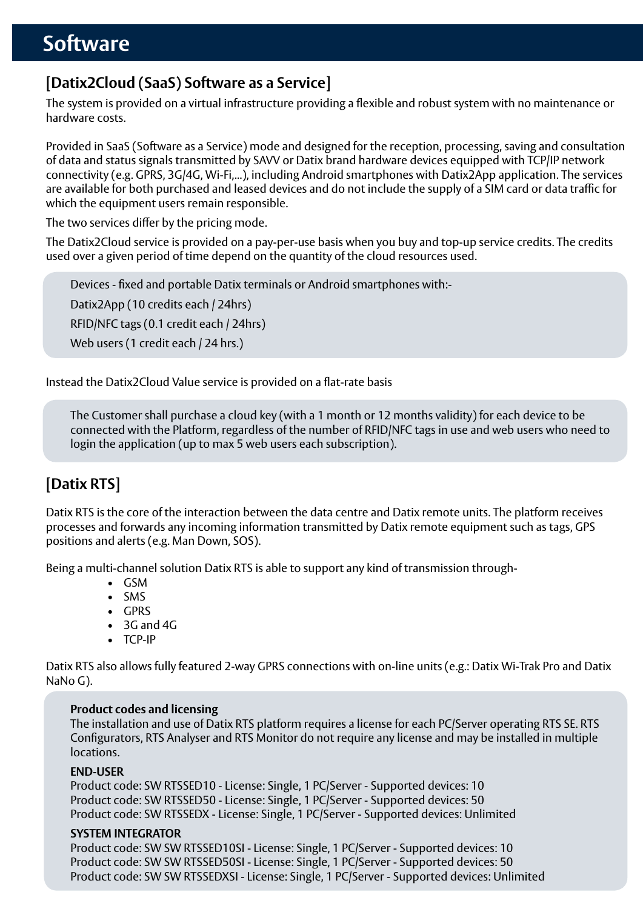# Software

## [Datix2Cloud (SaaS) Software as a Service]

The system is provided on a virtual infrastructure providing a flexible and robust system with no maintenance or hardware costs.

Provided in SaaS (Software as a Service) mode and designed for the reception, processing, saving and consultation of data and status signals transmitted by SAVV or Datix brand hardware devices equipped with TCP/IP network connectivity (e.g. GPRS, 3G/4G, Wi-Fi,...), including Android smartphones with Datix2App application. The services are available for both purchased and leased devices and do not include the supply of a SIM card or data traffic for which the equipment users remain responsible.

The two services differ by the pricing mode.

The Datix2Cloud service is provided on a pay-per-use basis when you buy and top-up service credits. The credits used over a given period of time depend on the quantity of the cloud resources used.

Devices - fixed and portable Datix terminals or Android smartphones with:-

Datix2App (10 credits each / 24hrs)

RFID/NFC tags (0.1 credit each / 24hrs)

Web users (1 credit each / 24 hrs.)

Instead the Datix2Cloud Value service is provided on a flat-rate basis

The Customer shall purchase a cloud key (with a 1 month or 12 months validity) for each device to be connected with the Platform, regardless of the number of RFID/NFC tags in use and web users who need to login the application (up to max 5 web users each subscription).

## [Datix RTS]

Datix RTS is the core of the interaction between the data centre and Datix remote units. The platform receives processes and forwards any incoming information transmitted by Datix remote equipment such as tags, GPS positions and alerts (e.g. Man Down, SOS).

Being a multi-channel solution Datix RTS is able to support any kind of transmission through-

- GSM
- SMS
- GPRS
- 3G and 4G
- TCP-IP

Datix RTS also allows fully featured 2-way GPRS connections with on-line units (e.g.: Datix Wi-Trak Pro and Datix NaNo G).

**Product codes and licensing**
The installation and use of Datix RTS platform requires a license for each PC/Server operating RTS SE. RTS Configurators, RTS Analyser and RTS Monitor do not require any license and may be installed in multiple locations.

**END-USER**
Product code: SW RTSSED10 - License: Single, 1 PC/Server - Supported devices: 10
Product code: SW RTSSED50 - License: Single, 1 PC/Server - Supported devices: 50
Product code: SW RTSSEDX - License: Single, 1 PC/Server - Supported devices: Unlimited

**SYSTEM INTEGRATOR**
Product code: SW SW RTSSED10SI - License: Single, 1 PC/Server - Supported devices: 10
Product code: SW SW RTSSED50SI - License: Single, 1 PC/Server - Supported devices: 50
Product code: SW SW RTSSEDXSI - License: Single, 1 PC/Server - Supported devices: Unlimited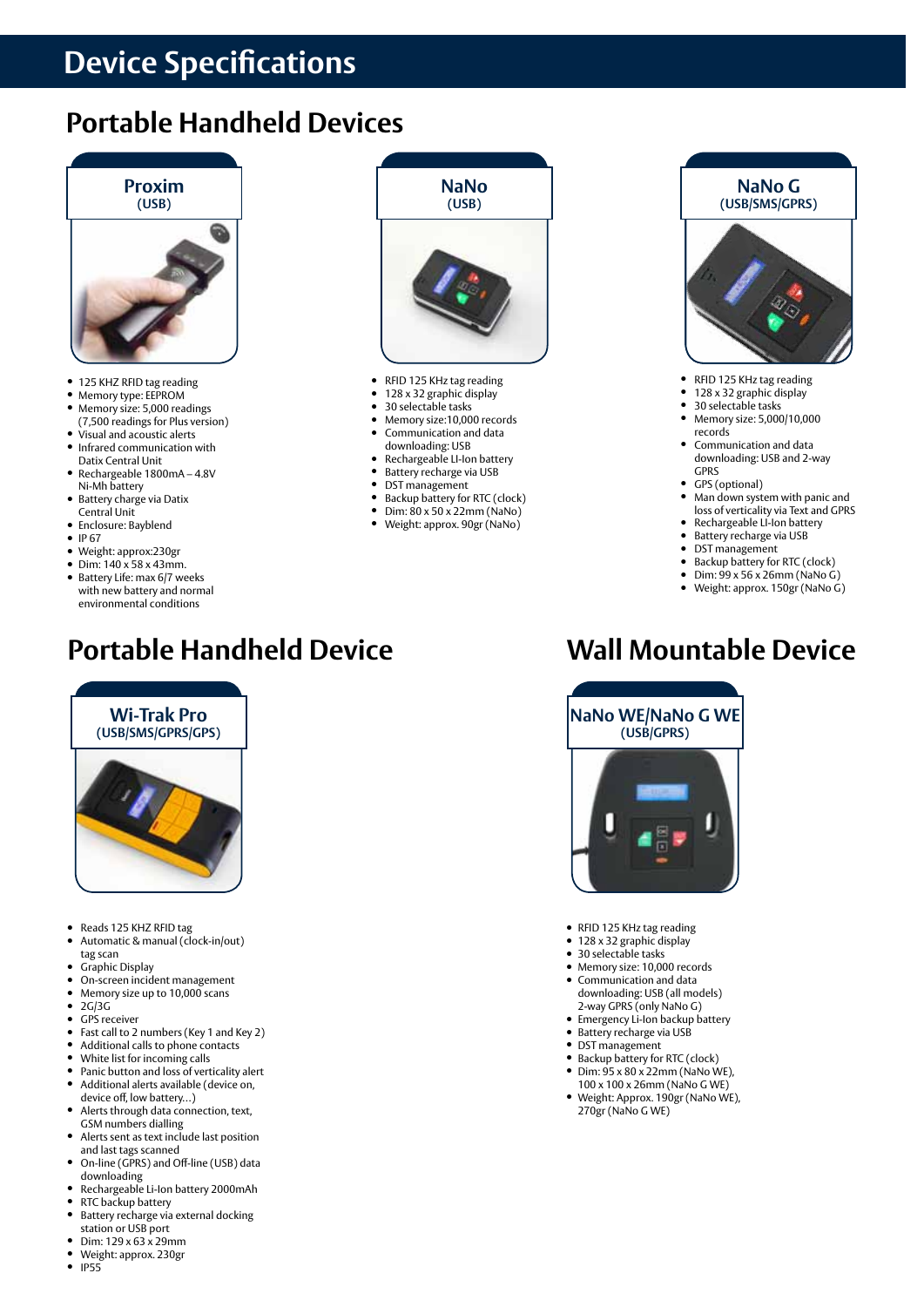# Device Specifications

## Portable Handheld Devices

### Proxim
(USB)

- 125 KHZ RFID tag reading
- Memory type: EEPROM
- Memory size: 5,000 readings (7,500 readings for Plus version)
- Visual and acoustic alerts
- Infrared communication with Datix Central Unit
- Rechargeable 1800mA – 4.8V Ni-Mh battery
- Battery charge via Datix Central Unit
- Enclosure: Bayblend
- IP 67
- Weight: approx:230gr
- Dim: 140 x 58 x 43mm.
- Battery Life: max 6/7 weeks with new battery and normal environmental conditions

### NaNo
(USB)

- RFID 125 KHz tag reading
- 128 x 32 graphic display
- 30 selectable tasks
- Memory size:10,000 records
- Communication and data downloading: USB
- Rechargeable LI-Ion battery
- Battery recharge via USB
- DST management
- Backup battery for RTC (clock)
- Dim: 80 x 50 x 22mm (NaNo)
- Weight: approx. 90gr (NaNo)

### NaNo G
(USB/SMS/GPRS)

- RFID 125 KHz tag reading
- 128 x 32 graphic display
- 30 selectable tasks
- Memory size: 5,000/10,000 records
- Communication and data downloading: USB and 2-way GPRS
- GPS (optional)
- Man down system with panic and loss of verticality via Text and GPRS
- Rechargeable LI-Ion battery
- Battery recharge via USB
- DST management
- Backup battery for RTC (clock)
- Dim: 99 x 56 x 26mm (NaNo G)
- Weight: approx. 150gr (NaNo G)

## Portable Handheld Device

### Wi-Trak Pro
(USB/SMS/GPRS/GPS)

- Reads 125 KHZ RFID tag
- Automatic & manual (clock-in/out) tag scan
- Graphic Display
- On-screen incident management
- Memory size up to 10,000 scans
- 2G/3G
- GPS receiver
- Fast call to 2 numbers (Key 1 and Key 2)
- Additional calls to phone contacts
- White list for incoming calls
- Panic button and loss of verticality alert
- Additional alerts available (device on, device off, low battery...)
- Alerts through data connection, text, GSM numbers dialling
- Alerts sent as text include last position and last tags scanned
- On-line (GPRS) and Off-line (USB) data downloading
- Rechargeable Li-Ion battery 2000mAh
- RTC backup battery
- Battery recharge via external docking station or USB port
- Dim: 129 x 63 x 29mm
- Weight: approx. 230gr
- IP55

## Wall Mountable Device

### NaNo WE/NaNo G WE
(USB/GPRS)

- RFID 125 KHz tag reading
- 128 x 32 graphic display
- 30 selectable tasks
- Memory size: 10,000 records
- Communication and data downloading: USB (all models) 2-way GPRS (only NaNo G)
- Emergency Li-Ion backup battery
- Battery recharge via USB
- DST management
- Backup battery for RTC (clock)
- Dim: 95 x 80 x 22mm (NaNo WE), 100 x 100 x 26mm (NaNo G WE)
- Weight: Approx. 190gr (NaNo WE), 270gr (NaNo G WE)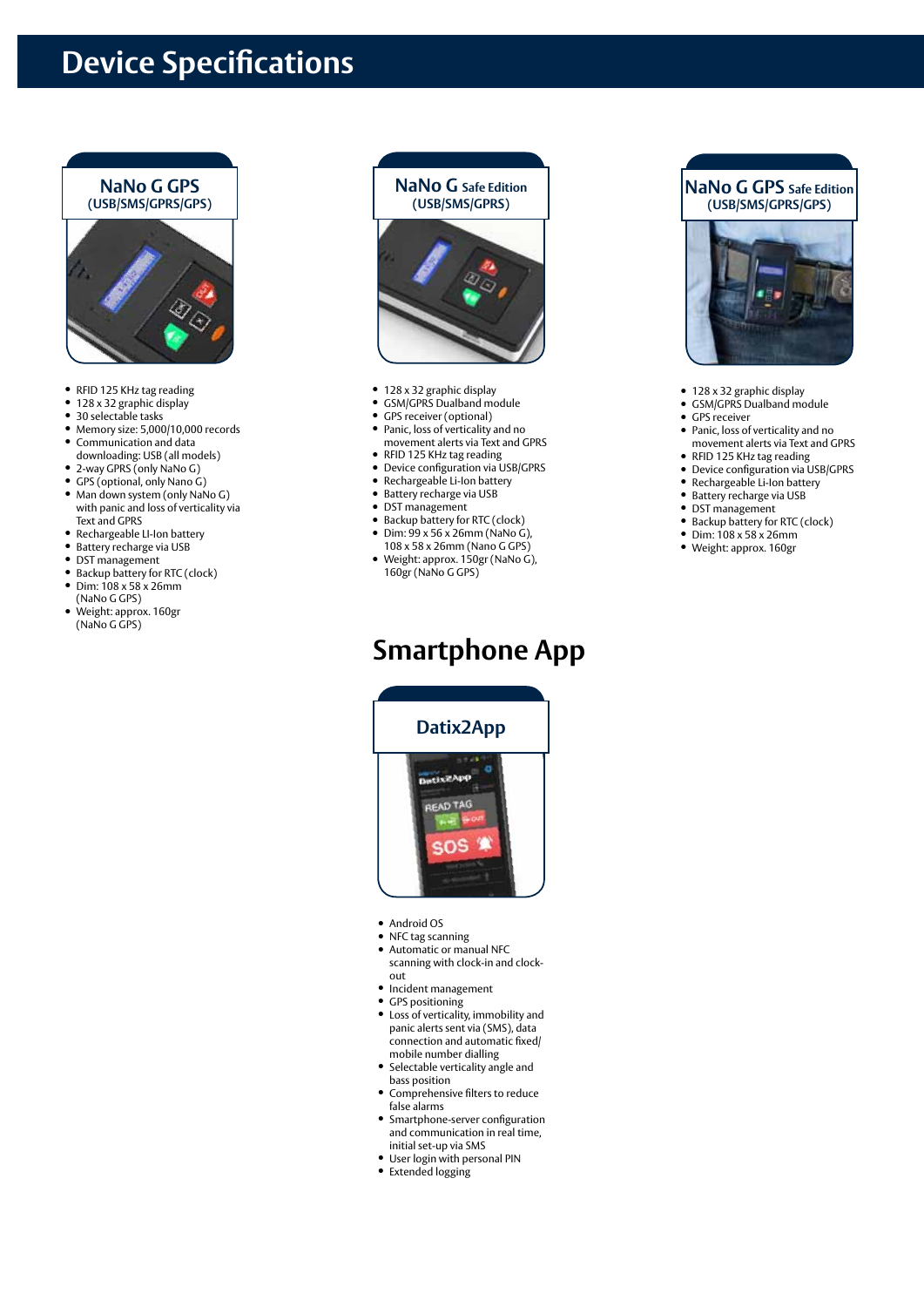# Device Specifications

## NaNo G GPS (USB/SMS/GPRS/GPS)

- RFID 125 KHz tag reading
- 128 x 32 graphic display
- 30 selectable tasks
- Memory size: 5,000/10,000 records
- Communication and data downloading: USB (all models)
- 2-way GPRS (only NaNo G)
- GPS (optional, only Nano G)
- Man down system (only NaNo G) with panic and loss of verticality via Text and GPRS
- Rechargeable LI-Ion battery
- Battery recharge via USB
- DST management
- Backup battery for RTC (clock)
- Dim: 108 x 58 x 26mm (NaNo G GPS)
- Weight: approx. 160gr (NaNo G GPS)

## NaNo G Safe Edition (USB/SMS/GPRS)

- 128 x 32 graphic display
- GSM/GPRS Dualband module
- GPS receiver (optional)
- Panic, loss of verticality and no movement alerts via Text and GPRS
- RFID 125 KHz tag reading
- Device configuration via USB/GPRS
- Rechargeable Li-Ion battery
- Battery recharge via USB
- DST management
- Backup battery for RTC (clock)
- Dim: 99 x 56 x 26mm (NaNo G), 108 x 58 x 26mm (Nano G GPS)
- Weight: approx. 150gr (NaNo G), 160gr (NaNo G GPS)

## NaNo G GPS Safe Edition (USB/SMS/GPRS/GPS)

- 128 x 32 graphic display
- GSM/GPRS Dualband module
- GPS receiver
- Panic, loss of verticality and no movement alerts via Text and GPRS
- RFID 125 KHz tag reading
- Device configuration via USB/GPRS
- Rechargeable Li-Ion battery
- Battery recharge via USB
- DST management
- Backup battery for RTC (clock)
- Dim: 108 x 58 x 26mm
- Weight: approx. 160gr

# Smartphone App

## Datix2App

- Android OS
- NFC tag scanning
- Automatic or manual NFC scanning with clock-in and clock-out
- Incident management
- GPS positioning
- Loss of verticality, immobility and panic alerts sent via (SMS), data connection and automatic fixed/ mobile number dialling
- Selectable verticality angle and bass position
- Comprehensive filters to reduce false alarms
- Smartphone-server configuration and communication in real time, initial set-up via SMS
- User login with personal PIN
- Extended logging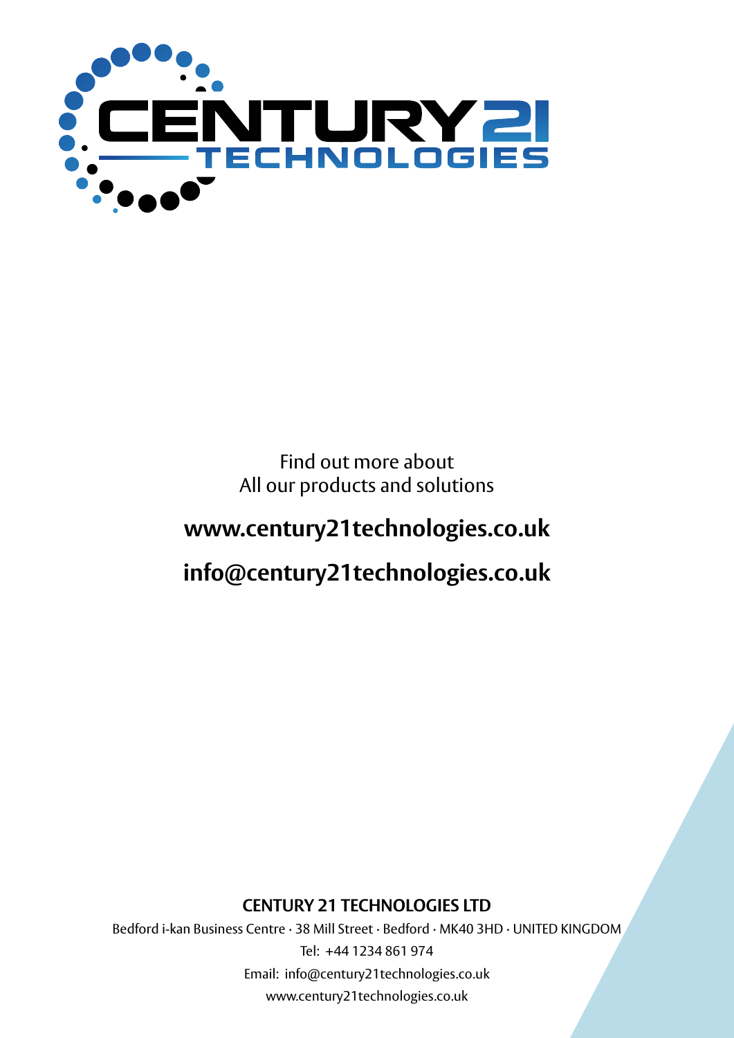CENTURY 21 TECHNOLOGIES

Find out more about
All our products and solutions

**www.century21technologies.co.uk**

**info@century21technologies.co.uk**

**CENTURY 21 TECHNOLOGIES LTD**

Bedford i-kan Business Centre · 38 Mill Street · Bedford · MK40 3HD · UNITED KINGDOM

Tel: +44 1234 861 974

Email: info@century21technologies.co.uk

www.century21technologies.co.uk